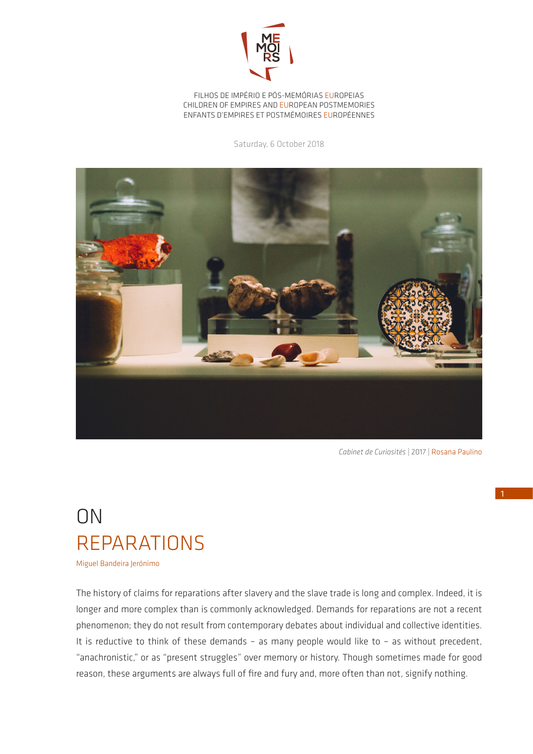FILHOS DE IMPÉRIO E PÓS-MEMÓRIAS EUROPEIAS
CHILDREN OF EMPIRES AND EUROPEAN POSTMEMORIES
ENFANTS D'EMPIRES ET POSTMÉMOIRES EUROPÉENNES

Saturday, 6 October 2018

*Cabinet de Curiosités* | 2017 | Rosana Paulino

# ON REPARATIONS

Miguel Bandeira Jerónimo

The history of claims for reparations after slavery and the slave trade is long and complex. Indeed, it is longer and more complex than is commonly acknowledged. Demands for reparations are not a recent phenomenon; they do not result from contemporary debates about individual and collective identities. It is reductive to think of these demands – as many people would like to – as without precedent, "anachronistic," or as "present struggles" over memory or history. Though sometimes made for good reason, these arguments are always full of fire and fury and, more often than not, signify nothing.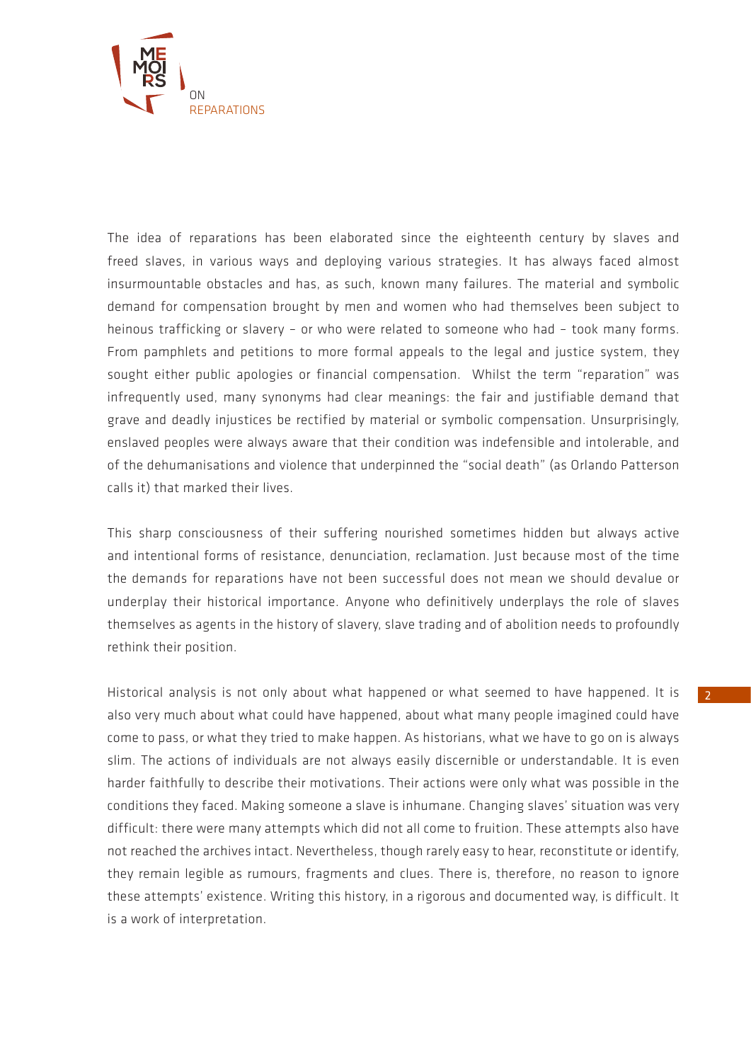The idea of reparations has been elaborated since the eighteenth century by slaves and freed slaves, in various ways and deploying various strategies. It has always faced almost insurmountable obstacles and has, as such, known many failures. The material and symbolic demand for compensation brought by men and women who had themselves been subject to heinous trafficking or slavery – or who were related to someone who had – took many forms. From pamphlets and petitions to more formal appeals to the legal and justice system, they sought either public apologies or financial compensation. Whilst the term "reparation" was infrequently used, many synonyms had clear meanings: the fair and justifiable demand that grave and deadly injustices be rectified by material or symbolic compensation. Unsurprisingly, enslaved peoples were always aware that their condition was indefensible and intolerable, and of the dehumanisations and violence that underpinned the "social death" (as Orlando Patterson calls it) that marked their lives.

This sharp consciousness of their suffering nourished sometimes hidden but always active and intentional forms of resistance, denunciation, reclamation. Just because most of the time the demands for reparations have not been successful does not mean we should devalue or underplay their historical importance. Anyone who definitively underplays the role of slaves themselves as agents in the history of slavery, slave trading and of abolition needs to profoundly rethink their position.

Historical analysis is not only about what happened or what seemed to have happened. It is also very much about what could have happened, about what many people imagined could have come to pass, or what they tried to make happen. As historians, what we have to go on is always slim. The actions of individuals are not always easily discernible or understandable. It is even harder faithfully to describe their motivations. Their actions were only what was possible in the conditions they faced. Making someone a slave is inhumane. Changing slaves' situation was very difficult: there were many attempts which did not all come to fruition. These attempts also have not reached the archives intact. Nevertheless, though rarely easy to hear, reconstitute or identify, they remain legible as rumours, fragments and clues. There is, therefore, no reason to ignore these attempts' existence. Writing this history, in a rigorous and documented way, is difficult. It is a work of interpretation.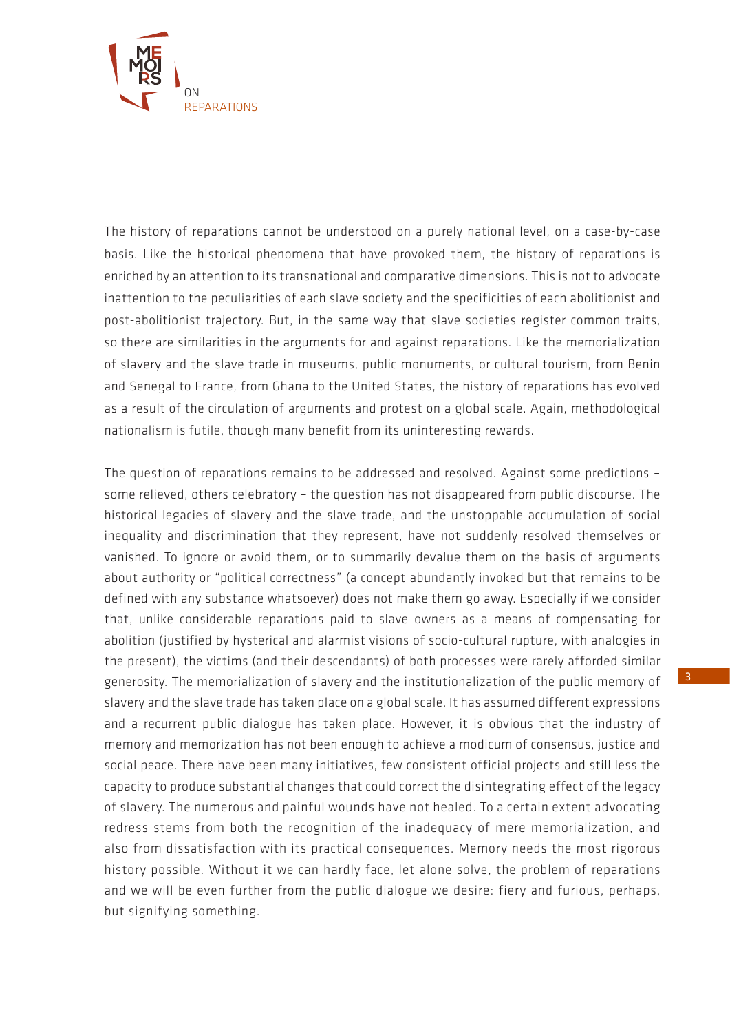The history of reparations cannot be understood on a purely national level, on a case-by-case basis. Like the historical phenomena that have provoked them, the history of reparations is enriched by an attention to its transnational and comparative dimensions. This is not to advocate inattention to the peculiarities of each slave society and the specificities of each abolitionist and post-abolitionist trajectory. But, in the same way that slave societies register common traits, so there are similarities in the arguments for and against reparations. Like the memorialization of slavery and the slave trade in museums, public monuments, or cultural tourism, from Benin and Senegal to France, from Ghana to the United States, the history of reparations has evolved as a result of the circulation of arguments and protest on a global scale. Again, methodological nationalism is futile, though many benefit from its uninteresting rewards.

The question of reparations remains to be addressed and resolved. Against some predictions – some relieved, others celebratory – the question has not disappeared from public discourse. The historical legacies of slavery and the slave trade, and the unstoppable accumulation of social inequality and discrimination that they represent, have not suddenly resolved themselves or vanished. To ignore or avoid them, or to summarily devalue them on the basis of arguments about authority or "political correctness" (a concept abundantly invoked but that remains to be defined with any substance whatsoever) does not make them go away. Especially if we consider that, unlike considerable reparations paid to slave owners as a means of compensating for abolition (justified by hysterical and alarmist visions of socio-cultural rupture, with analogies in the present), the victims (and their descendants) of both processes were rarely afforded similar generosity. The memorialization of slavery and the institutionalization of the public memory of slavery and the slave trade has taken place on a global scale. It has assumed different expressions and a recurrent public dialogue has taken place. However, it is obvious that the industry of memory and memorization has not been enough to achieve a modicum of consensus, justice and social peace. There have been many initiatives, few consistent official projects and still less the capacity to produce substantial changes that could correct the disintegrating effect of the legacy of slavery. The numerous and painful wounds have not healed. To a certain extent advocating redress stems from both the recognition of the inadequacy of mere memorialization, and also from dissatisfaction with its practical consequences. Memory needs the most rigorous history possible. Without it we can hardly face, let alone solve, the problem of reparations and we will be even further from the public dialogue we desire: fiery and furious, perhaps, but signifying something.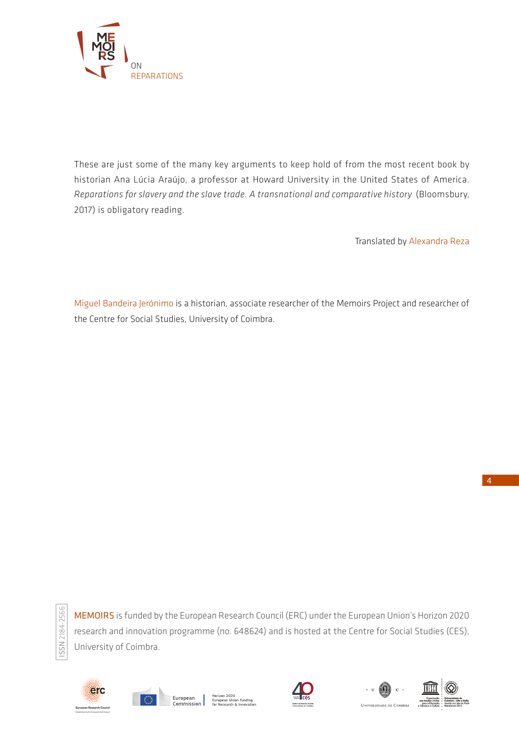These are just some of the many key arguments to keep hold of from the most recent book by historian Ana Lúcia Araújo, a professor at Howard University in the United States of America. *Reparations for slavery and the slave trade. A transnational and comparative history* (Bloomsbury, 2017) is obligatory reading.

Translated by Alexandra Reza

Miguel Bandeira Jerónimo is a historian, associate researcher of the Memoirs Project and researcher of the Centre for Social Studies, University of Coimbra.

MEMOIRS is funded by the European Research Council (ERC) under the European Union's Horizon 2020 research and innovation programme (no. 648624) and is hosted at the Centre for Social Studies (CES), University of Coimbra.